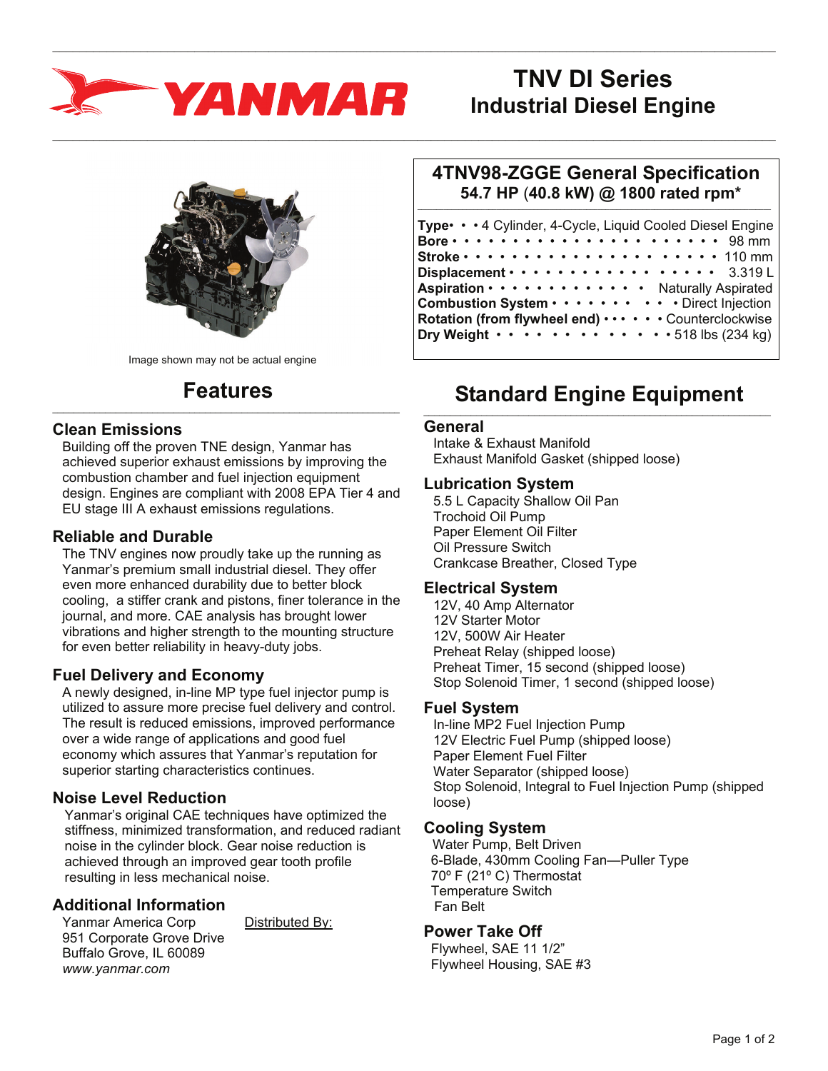# TNV DI Series
## Industrial Diesel Engine

Image shown may not be actual engine

## 4TNV98-ZGGE General Specification
**54.7 HP (40.8 kW) @ 1800 rated rpm***

| Specification | Value |
|---|---|
| **Type** | 4 Cylinder, 4-Cycle, Liquid Cooled Diesel Engine |
| **Bore** | 98 mm |
| **Stroke** | 110 mm |
| **Displacement** | 3.319 L |
| **Aspiration** | Naturally Aspirated |
| **Combustion System** | Direct Injection |
| **Rotation (from flywheel end)** | Counterclockwise |
| **Dry Weight** | 518 lbs (234 kg) |

## Features

### Clean Emissions
Building off the proven TNE design, Yanmar has achieved superior exhaust emissions by improving the combustion chamber and fuel injection equipment design. Engines are compliant with 2008 EPA Tier 4 and EU stage III A exhaust emissions regulations.

### Reliable and Durable
The TNV engines now proudly take up the running as Yanmar's premium small industrial diesel. They offer even more enhanced durability due to better block cooling, a stiffer crank and pistons, finer tolerance in the journal, and more. CAE analysis has brought lower vibrations and higher strength to the mounting structure for even better reliability in heavy-duty jobs.

### Fuel Delivery and Economy
A newly designed, in-line MP type fuel injector pump is utilized to assure more precise fuel delivery and control. The result is reduced emissions, improved performance over a wide range of applications and good fuel economy which assures that Yanmar's reputation for superior starting characteristics continues.

### Noise Level Reduction
Yanmar's original CAE techniques have optimized the stiffness, minimized transformation, and reduced radiant noise in the cylinder block. Gear noise reduction is achieved through an improved gear tooth profile resulting in less mechanical noise.

### Additional Information
Yanmar America Corp
951 Corporate Grove Drive
Buffalo Grove, IL 60089
*www.yanmar.com*

Distributed By:

## Standard Engine Equipment

### General
- Intake & Exhaust Manifold
- Exhaust Manifold Gasket (shipped loose)

### Lubrication System
- 5.5 L Capacity Shallow Oil Pan
- Trochoid Oil Pump
- Paper Element Oil Filter
- Oil Pressure Switch
- Crankcase Breather, Closed Type

### Electrical System
- 12V, 40 Amp Alternator
- 12V Starter Motor
- 12V, 500W Air Heater
- Preheat Relay (shipped loose)
- Preheat Timer, 15 second (shipped loose)
- Stop Solenoid Timer, 1 second (shipped loose)

### Fuel System
- In-line MP2 Fuel Injection Pump
- 12V Electric Fuel Pump (shipped loose)
- Paper Element Fuel Filter
- Water Separator (shipped loose)
- Stop Solenoid, Integral to Fuel Injection Pump (shipped loose)

### Cooling System
- Water Pump, Belt Driven
- 6-Blade, 430mm Cooling Fan—Puller Type
- 70º F (21º C) Thermostat
- Temperature Switch
- Fan Belt

### Power Take Off
- Flywheel, SAE 11 1/2"
- Flywheel Housing, SAE #3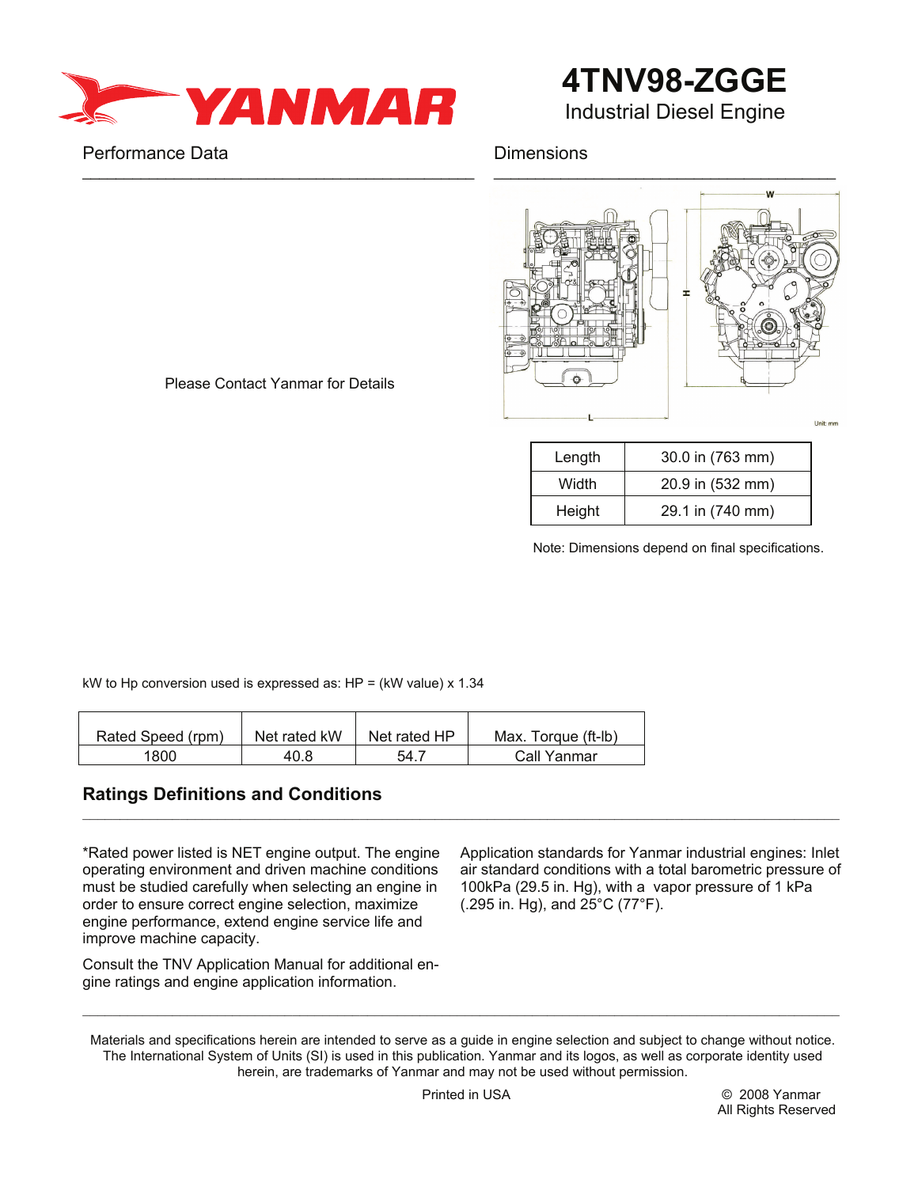# 4TNV98-ZGGE

Industrial Diesel Engine

## Performance Data

Please Contact Yanmar for Details

## Dimensions

W

H

L

Unit: mm

| | |
|---|---|
| Length | 30.0 in (763 mm) |
| Width | 20.9 in (532 mm) |
| Height | 29.1 in (740 mm) |

Note: Dimensions depend on final specifications.

kW to Hp conversion used is expressed as: HP = (kW value) x 1.34

| Rated Speed (rpm) | Net rated kW | Net rated HP | Max. Torque (ft-lb) |
|---|---|---|---|
| 1800 | 40.8 | 54.7 | Call Yanmar |

## Ratings Definitions and Conditions

*Rated power listed is NET engine output. The engine operating environment and driven machine conditions must be studied carefully when selecting an engine in order to ensure correct engine selection, maximize engine performance, extend engine service life and improve machine capacity.

Consult the TNV Application Manual for additional engine ratings and engine application information.

Application standards for Yanmar industrial engines: Inlet air standard conditions with a total barometric pressure of 100kPa (29.5 in. Hg), with a vapor pressure of 1 kPa (.295 in. Hg), and 25°C (77°F).

Materials and specifications herein are intended to serve as a guide in engine selection and subject to change without notice. The International System of Units (SI) is used in this publication. Yanmar and its logos, as well as corporate identity used herein, are trademarks of Yanmar and may not be used without permission.

Printed in USA

© 2008 Yanmar
All Rights Reserved